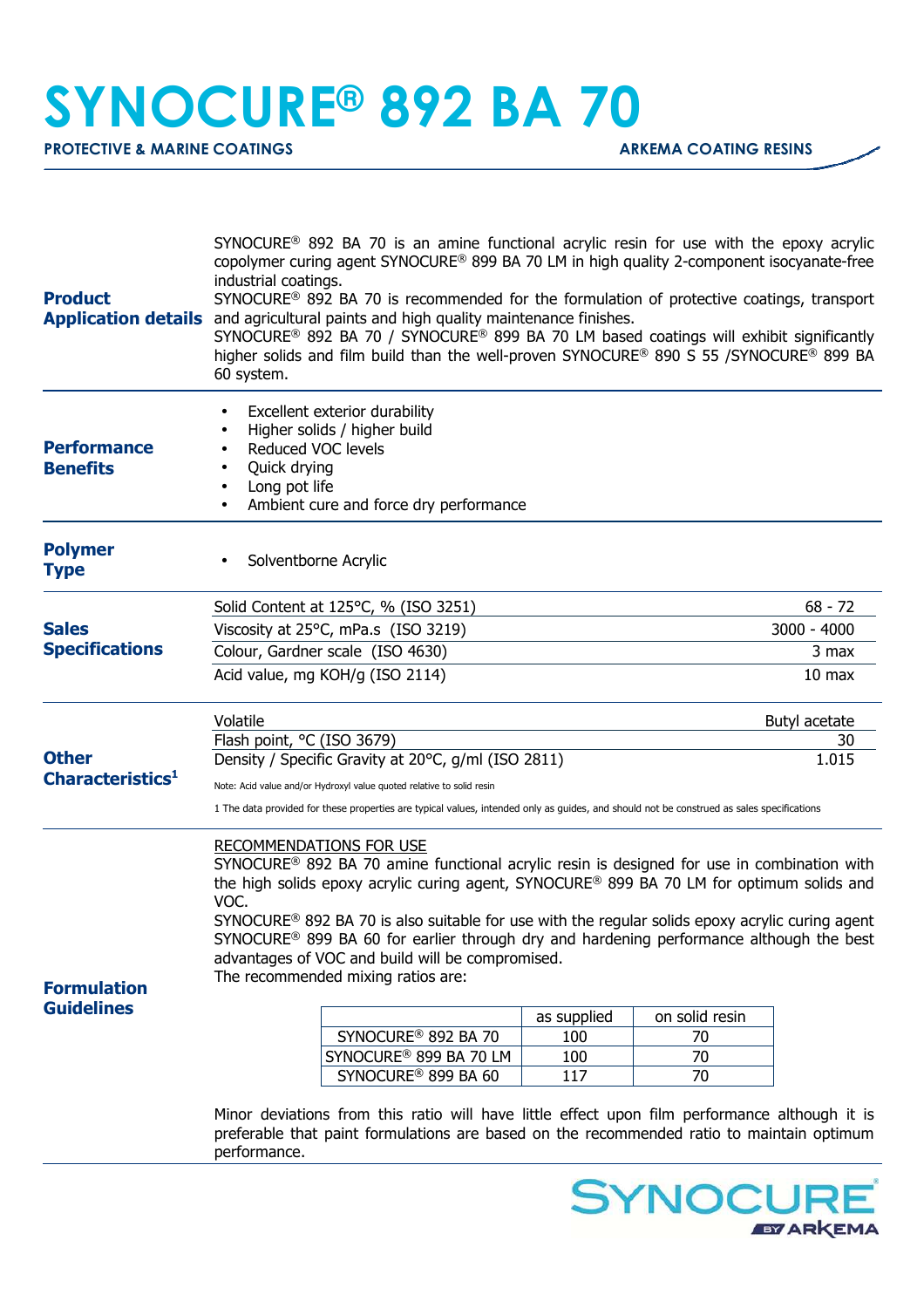# SYNOCURE® 892 BA 70

**PROTECTIVE & MARINE COATINGS** — **ARKEMA COATING RESINS**

## Product Application details

SYNOCURE® 892 BA 70 is an amine functional acrylic resin for use with the epoxy acrylic copolymer curing agent SYNOCURE® 899 BA 70 LM in high quality 2-component isocyanate-free industrial coatings.
SYNOCURE® 892 BA 70 is recommended for the formulation of protective coatings, transport and agricultural paints and high quality maintenance finishes.
SYNOCURE® 892 BA 70 / SYNOCURE® 899 BA 70 LM based coatings will exhibit significantly higher solids and film build than the well-proven SYNOCURE® 890 S 55 /SYNOCURE® 899 BA 60 system.

## Performance Benefits

- Excellent exterior durability
- Higher solids / higher build
- Reduced VOC levels
- Quick drying
- Long pot life
- Ambient cure and force dry performance

## Polymer Type

- Solventborne Acrylic

## Sales Specifications

| Property | Value |
|---|---|
| Solid Content at 125°C, % (ISO 3251) | 68 - 72 |
| Viscosity at 25°C, mPa.s (ISO 3219) | 3000 - 4000 |
| Colour, Gardner scale (ISO 4630) | 3 max |
| Acid value, mg KOH/g (ISO 2114) | 10 max |

## Other Characteristics[1]

| Property | Value |
|---|---|
| Volatile | Butyl acetate |
| Flash point, °C (ISO 3679) | 30 |
| Density / Specific Gravity at 20°C, g/ml (ISO 2811) | 1.015 |

Note: Acid value and/or Hydroxyl value quoted relative to solid resin

1 The data provided for these properties are typical values, intended only as guides, and should not be construed as sales specifications

## Formulation Guidelines

RECOMMENDATIONS FOR USE

SYNOCURE® 892 BA 70 amine functional acrylic resin is designed for use in combination with the high solids epoxy acrylic curing agent, SYNOCURE® 899 BA 70 LM for optimum solids and VOC.
SYNOCURE® 892 BA 70 is also suitable for use with the regular solids epoxy acrylic curing agent SYNOCURE® 899 BA 60 for earlier through dry and hardening performance although the best advantages of VOC and build will be compromised.
The recommended mixing ratios are:

| | as supplied | on solid resin |
|---|---|---|
| SYNOCURE® 892 BA 70 | 100 | 70 |
| SYNOCURE® 899 BA 70 LM | 100 | 70 |
| SYNOCURE® 899 BA 60 | 117 | 70 |

Minor deviations from this ratio will have little effect upon film performance although it is preferable that paint formulations are based on the recommended ratio to maintain optimum performance.

SYNOCURE® BY ARKEMA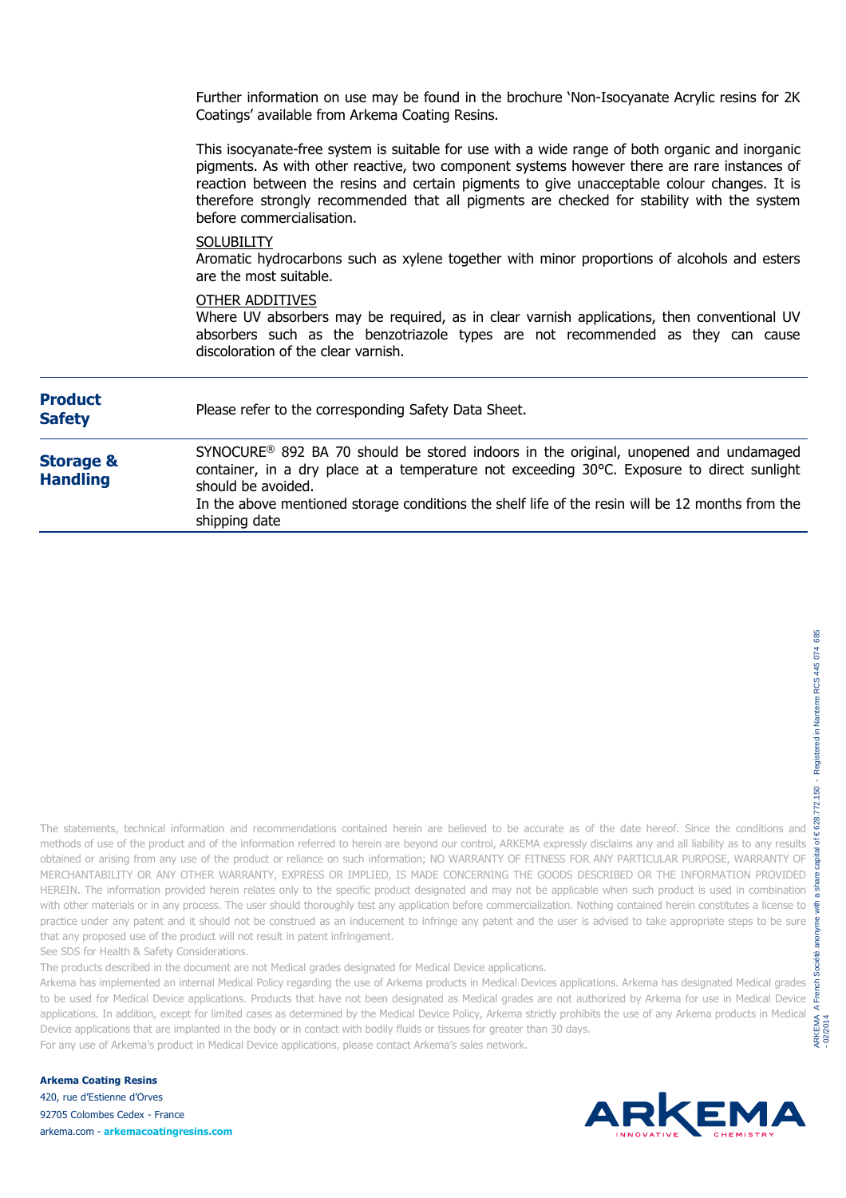Further information on use may be found in the brochure 'Non-Isocyanate Acrylic resins for 2K Coatings' available from Arkema Coating Resins.

This isocyanate-free system is suitable for use with a wide range of both organic and inorganic pigments. As with other reactive, two component systems however there are rare instances of reaction between the resins and certain pigments to give unacceptable colour changes. It is therefore strongly recommended that all pigments are checked for stability with the system before commercialisation.

SOLUBILITY

Aromatic hydrocarbons such as xylene together with minor proportions of alcohols and esters are the most suitable.

OTHER ADDITIVES

Where UV absorbers may be required, as in clear varnish applications, then conventional UV absorbers such as the benzotriazole types are not recommended as they can cause discoloration of the clear varnish.

## Product Safety

Please refer to the corresponding Safety Data Sheet.

## Storage & Handling

SYNOCURE® 892 BA 70 should be stored indoors in the original, unopened and undamaged container, in a dry place at a temperature not exceeding 30°C. Exposure to direct sunlight should be avoided.

In the above mentioned storage conditions the shelf life of the resin will be 12 months from the shipping date

The statements, technical information and recommendations contained herein are believed to be accurate as of the date hereof. Since the conditions and methods of use of the product and of the information referred to herein are beyond our control, ARKEMA expressly disclaims any and all liability as to any results obtained or arising from any use of the product or reliance on such information; NO WARRANTY OF FITNESS FOR ANY PARTICULAR PURPOSE, WARRANTY OF MERCHANTABILITY OR ANY OTHER WARRANTY, EXPRESS OR IMPLIED, IS MADE CONCERNING THE GOODS DESCRIBED OR THE INFORMATION PROVIDED HEREIN. The information provided herein relates only to the specific product designated and may not be applicable when such product is used in combination with other materials or in any process. The user should thoroughly test any application before commercialization. Nothing contained herein constitutes a license to practice under any patent and it should not be construed as an inducement to infringe any patent and the user is advised to take appropriate steps to be sure that any proposed use of the product will not result in patent infringement.

See SDS for Health & Safety Considerations.

The products described in the document are not Medical grades designated for Medical Device applications.

Arkema has implemented an internal Medical Policy regarding the use of Arkema products in Medical Devices applications. Arkema has designated Medical grades to be used for Medical Device applications. Products that have not been designated as Medical grades are not authorized by Arkema for use in Medical Device applications. In addition, except for limited cases as determined by the Medical Device Policy, Arkema strictly prohibits the use of any Arkema products in Medical Device applications that are implanted in the body or in contact with bodily fluids or tissues for greater than 30 days.

For any use of Arkema's product in Medical Device applications, please contact Arkema's sales network.

ARKEMA A French Société anonyme with a share capital of € 628.772.150 - Registered in Nanterre RCS 445 074 685 - 02/2014

**Arkema Coating Resins**

420, rue d'Estienne d'Orves

92705 Colombes Cedex - France

arkema.com - **arkemacoatingresins.com**

ARKEMA INNOVATIVE CHEMISTRY